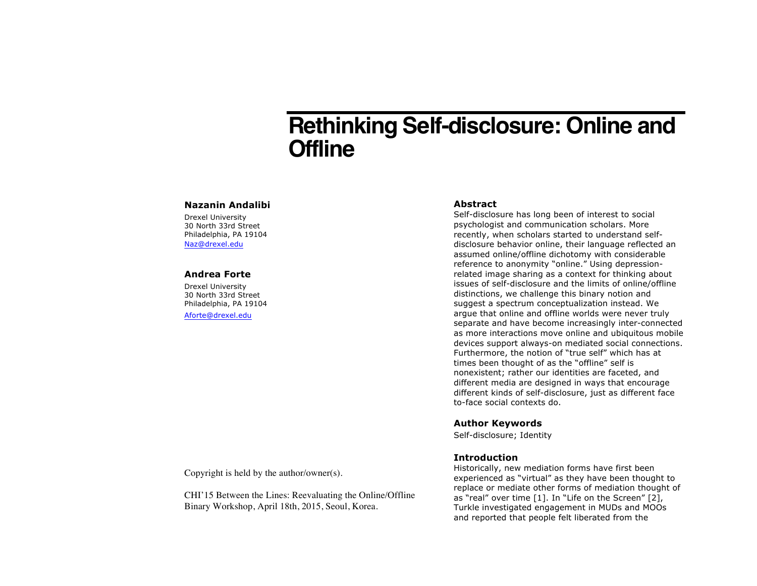# Rethinking Self-disclosure: Online and Offline

**Nazanin Andalibi**

Drexel University
30 North 33rd Street
Philadelphia, PA 19104
Naz@drexel.edu

**Andrea Forte**

Drexel University
30 North 33rd Street
Philadelphia, PA 19104
Aforte@drexel.edu

Copyright is held by the author/owner(s).

CHI'15 Between the Lines: Reevaluating the Online/Offline Binary Workshop, April 18th, 2015, Seoul, Korea.

## Abstract

Self-disclosure has long been of interest to social psychologist and communication scholars. More recently, when scholars started to understand self-disclosure behavior online, their language reflected an assumed online/offline dichotomy with considerable reference to anonymity "online." Using depression-related image sharing as a context for thinking about issues of self-disclosure and the limits of online/offline distinctions, we challenge this binary notion and suggest a spectrum conceptualization instead. We argue that online and offline worlds were never truly separate and have become increasingly inter-connected as more interactions move online and ubiquitous mobile devices support always-on mediated social connections. Furthermore, the notion of "true self" which has at times been thought of as the "offline" self is nonexistent; rather our identities are faceted, and different media are designed in ways that encourage different kinds of self-disclosure, just as different face to-face social contexts do.

## Author Keywords

Self-disclosure; Identity

## Introduction

Historically, new mediation forms have first been experienced as "virtual" as they have been thought to replace or mediate other forms of mediation thought of as "real" over time [1]. In "Life on the Screen" [2], Turkle investigated engagement in MUDs and MOOs and reported that people felt liberated from the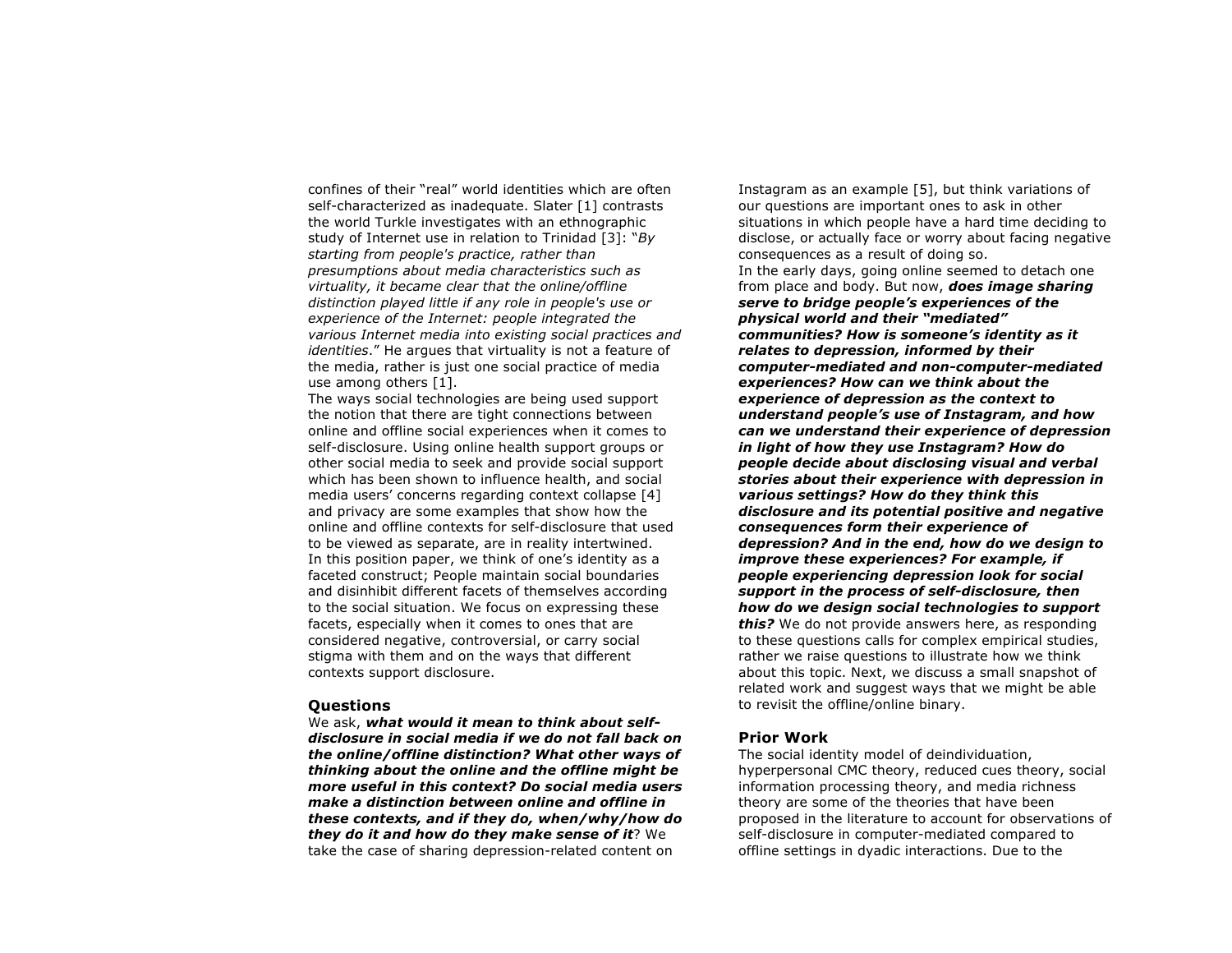confines of their "real" world identities which are often self-characterized as inadequate. Slater [1] contrasts the world Turkle investigates with an ethnographic study of Internet use in relation to Trinidad [3]: "*By starting from people's practice, rather than presumptions about media characteristics such as virtuality, it became clear that the online/offline distinction played little if any role in people's use or experience of the Internet: people integrated the various Internet media into existing social practices and identities*." He argues that virtuality is not a feature of the media, rather is just one social practice of media use among others [1].

The ways social technologies are being used support the notion that there are tight connections between online and offline social experiences when it comes to self-disclosure. Using online health support groups or other social media to seek and provide social support which has been shown to influence health, and social media users' concerns regarding context collapse [4] and privacy are some examples that show how the online and offline contexts for self-disclosure that used to be viewed as separate, are in reality intertwined.

In this position paper, we think of one's identity as a faceted construct; People maintain social boundaries and disinhibit different facets of themselves according to the social situation. We focus on expressing these facets, especially when it comes to ones that are considered negative, controversial, or carry social stigma with them and on the ways that different contexts support disclosure.

## Questions

We ask, ***what would it mean to think about self-disclosure in social media if we do not fall back on the online/offline distinction? What other ways of thinking about the online and the offline might be more useful in this context? Do social media users make a distinction between online and offline in these contexts, and if they do, when/why/how do they do it and how do they make sense of it***? We take the case of sharing depression-related content on Instagram as an example [5], but think variations of our questions are important ones to ask in other situations in which people have a hard time deciding to disclose, or actually face or worry about facing negative consequences as a result of doing so.

In the early days, going online seemed to detach one from place and body. But now, ***does image sharing serve to bridge people's experiences of the physical world and their "mediated" communities? How is someone's identity as it relates to depression, informed by their computer-mediated and non-computer-mediated experiences? How can we think about the experience of depression as the context to understand people's use of Instagram, and how can we understand their experience of depression in light of how they use Instagram? How do people decide about disclosing visual and verbal stories about their experience with depression in various settings? How do they think this disclosure and its potential positive and negative consequences form their experience of depression? And in the end, how do we design to improve these experiences? For example, if people experiencing depression look for social support in the process of self-disclosure, then how do we design social technologies to support this?*** We do not provide answers here, as responding to these questions calls for complex empirical studies, rather we raise questions to illustrate how we think about this topic. Next, we discuss a small snapshot of related work and suggest ways that we might be able to revisit the offline/online binary.

## Prior Work

The social identity model of deindividuation, hyperpersonal CMC theory, reduced cues theory, social information processing theory, and media richness theory are some of the theories that have been proposed in the literature to account for observations of self-disclosure in computer-mediated compared to offline settings in dyadic interactions. Due to the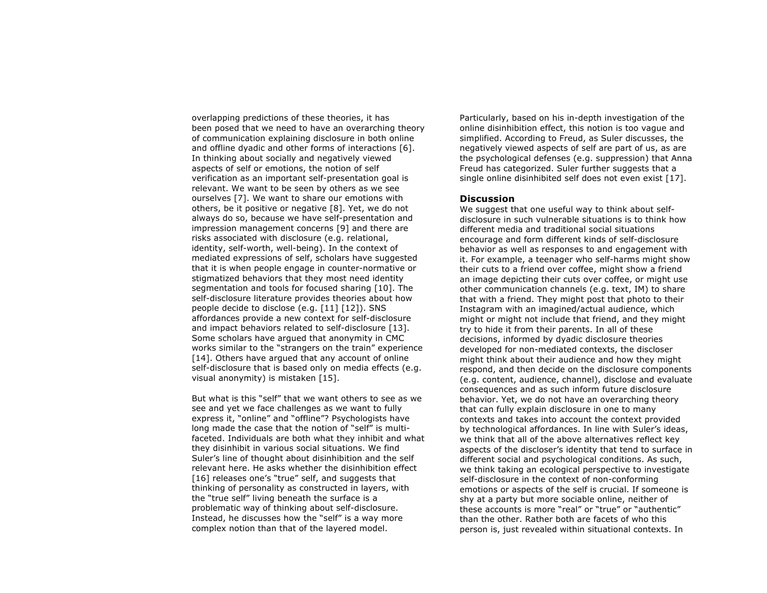overlapping predictions of these theories, it has been posed that we need to have an overarching theory of communication explaining disclosure in both online and offline dyadic and other forms of interactions [6]. In thinking about socially and negatively viewed aspects of self or emotions, the notion of self verification as an important self-presentation goal is relevant. We want to be seen by others as we see ourselves [7]. We want to share our emotions with others, be it positive or negative [8]. Yet, we do not always do so, because we have self-presentation and impression management concerns [9] and there are risks associated with disclosure (e.g. relational, identity, self-worth, well-being). In the context of mediated expressions of self, scholars have suggested that it is when people engage in counter-normative or stigmatized behaviors that they most need identity segmentation and tools for focused sharing [10]. The self-disclosure literature provides theories about how people decide to disclose (e.g. [11] [12]). SNS affordances provide a new context for self-disclosure and impact behaviors related to self-disclosure [13]. Some scholars have argued that anonymity in CMC works similar to the "strangers on the train" experience [14]. Others have argued that any account of online self-disclosure that is based only on media effects (e.g. visual anonymity) is mistaken [15].

But what is this "self" that we want others to see as we see and yet we face challenges as we want to fully express it, "online" and "offline"? Psychologists have long made the case that the notion of "self" is multi-faceted. Individuals are both what they inhibit and what they disinhibit in various social situations. We find Suler's line of thought about disinhibition and the self relevant here. He asks whether the disinhibition effect [16] releases one's "true" self, and suggests that thinking of personality as constructed in layers, with the "true self" living beneath the surface is a problematic way of thinking about self-disclosure. Instead, he discusses how the "self" is a way more complex notion than that of the layered model. Particularly, based on his in-depth investigation of the online disinhibition effect, this notion is too vague and simplified. According to Freud, as Suler discusses, the negatively viewed aspects of self are part of us, as are the psychological defenses (e.g. suppression) that Anna Freud has categorized. Suler further suggests that a single online disinhibited self does not even exist [17].

## Discussion

We suggest that one useful way to think about self-disclosure in such vulnerable situations is to think how different media and traditional social situations encourage and form different kinds of self-disclosure behavior as well as responses to and engagement with it. For example, a teenager who self-harms might show their cuts to a friend over coffee, might show a friend an image depicting their cuts over coffee, or might use other communication channels (e.g. text, IM) to share that with a friend. They might post that photo to their Instagram with an imagined/actual audience, which might or might not include that friend, and they might try to hide it from their parents. In all of these decisions, informed by dyadic disclosure theories developed for non-mediated contexts, the discloser might think about their audience and how they might respond, and then decide on the disclosure components (e.g. content, audience, channel), disclose and evaluate consequences and as such inform future disclosure behavior. Yet, we do not have an overarching theory that can fully explain disclosure in one to many contexts and takes into account the context provided by technological affordances. In line with Suler's ideas, we think that all of the above alternatives reflect key aspects of the discloser's identity that tend to surface in different social and psychological conditions. As such, we think taking an ecological perspective to investigate self-disclosure in the context of non-conforming emotions or aspects of the self is crucial. If someone is shy at a party but more sociable online, neither of these accounts is more "real" or "true" or "authentic" than the other. Rather both are facets of who this person is, just revealed within situational contexts. In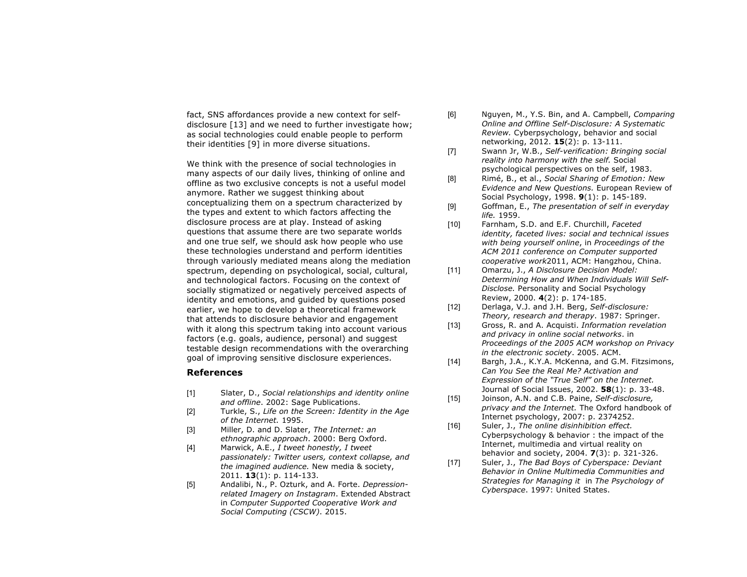fact, SNS affordances provide a new context for self-disclosure [13] and we need to further investigate how; as social technologies could enable people to perform their identities [9] in more diverse situations.

We think with the presence of social technologies in many aspects of our daily lives, thinking of online and offline as two exclusive concepts is not a useful model anymore. Rather we suggest thinking about conceptualizing them on a spectrum characterized by the types and extent to which factors affecting the disclosure process are at play. Instead of asking questions that assume there are two separate worlds and one true self, we should ask how people who use these technologies understand and perform identities through variously mediated means along the mediation spectrum, depending on psychological, social, cultural, and technological factors. Focusing on the context of socially stigmatized or negatively perceived aspects of identity and emotions, and guided by questions posed earlier, we hope to develop a theoretical framework that attends to disclosure behavior and engagement with it along this spectrum taking into account various factors (e.g. goals, audience, personal) and suggest testable design recommendations with the overarching goal of improving sensitive disclosure experiences.

## References

[1] Slater, D., *Social relationships and identity online and offline*. 2002: Sage Publications.

[2] Turkle, S., *Life on the Screen: Identity in the Age of the Internet.* 1995.

[3] Miller, D. and D. Slater, *The Internet: an ethnographic approach*. 2000: Berg Oxford.

[4] Marwick, A.E., *I tweet honestly, I tweet passionately: Twitter users, context collapse, and the imagined audience.* New media & society, 2011. **13**(1): p. 114-133.

[5] Andalibi, N., P. Ozturk, and A. Forte. *Depression-related Imagery on Instagram*. Extended Abstract in *Computer Supported Cooperative Work and Social Computing (CSCW)*. 2015.

[6] Nguyen, M., Y.S. Bin, and A. Campbell, *Comparing Online and Offline Self-Disclosure: A Systematic Review.* Cyberpsychology, behavior and social networking, 2012. **15**(2): p. 13-111.

[7] Swann Jr, W.B., *Self-verification: Bringing social reality into harmony with the self.* Social psychological perspectives on the self, 1983.

[8] Rimé, B., et al., *Social Sharing of Emotion: New Evidence and New Questions.* European Review of Social Psychology, 1998. **9**(1): p. 145-189.

[9] Goffman, E., *The presentation of self in everyday life.* 1959.

[10] Farnham, S.D. and E.F. Churchill, *Faceted identity, faceted lives: social and technical issues with being yourself online*, in *Proceedings of the ACM 2011 conference on Computer supported cooperative work*2011, ACM: Hangzhou, China.

[11] Omarzu, J., *A Disclosure Decision Model: Determining How and When Individuals Will Self-Disclose.* Personality and Social Psychology Review, 2000. **4**(2): p. 174-185.

[12] Derlaga, V.J. and J.H. Berg, *Self-disclosure: Theory, research and therapy*. 1987: Springer.

[13] Gross, R. and A. Acquisti. *Information revelation and privacy in online social networks*. in *Proceedings of the 2005 ACM workshop on Privacy in the electronic society*. 2005. ACM.

[14] Bargh, J.A., K.Y.A. McKenna, and G.M. Fitzsimons, *Can You See the Real Me? Activation and Expression of the "True Self" on the Internet.* Journal of Social Issues, 2002. **58**(1): p. 33-48.

[15] Joinson, A.N. and C.B. Paine, *Self-disclosure, privacy and the Internet.* The Oxford handbook of Internet psychology, 2007: p. 2374252.

[16] Suler, J., *The online disinhibition effect.* Cyberpsychology & behavior : the impact of the Internet, multimedia and virtual reality on behavior and society, 2004. **7**(3): p. 321-326.

[17] Suler, J., *The Bad Boys of Cyberspace: Deviant Behavior in Online Multimedia Communities and Strategies for Managing it* in *The Psychology of Cyberspace*. 1997: United States.